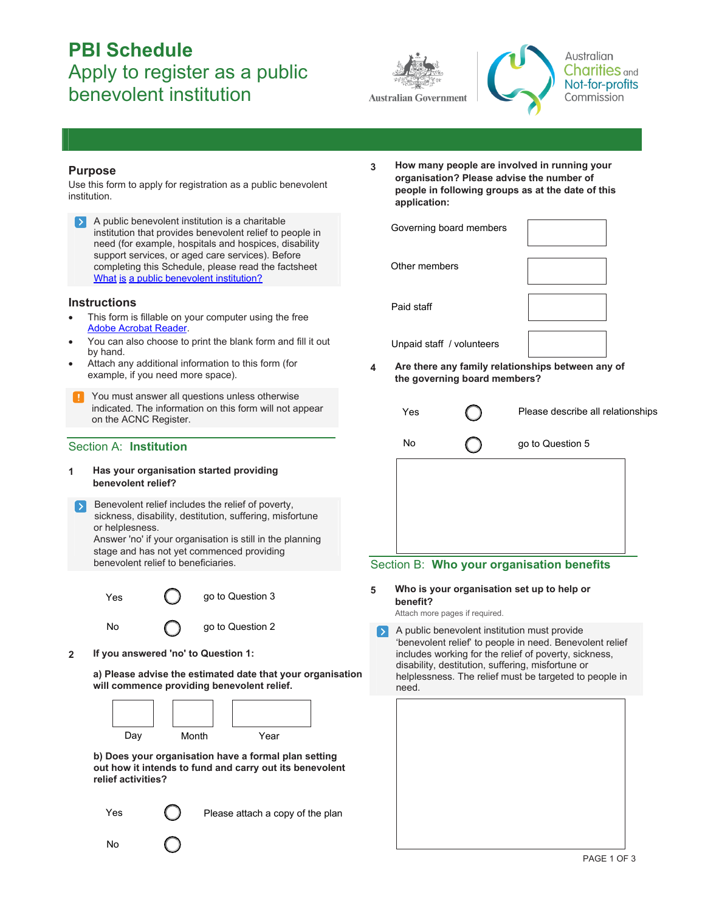# PBI Schedule

## Apply to register as a public benevolent institution

Australian Government

Australian Charities and Not-for-profits Commission

### Purpose

Use this form to apply for registration as a public benevolent institution.

A public benevolent institution is a charitable institution that provides benevolent relief to people in need (for example, hospitals and hospices, disability support services, or aged care services). Before completing this Schedule, please read the factsheet What is a public benevolent institution?

### Instructions

- This form is fillable on your computer using the free Adobe Acrobat Reader.
- You can also choose to print the blank form and fill it out by hand.
- Attach any additional information to this form (for example, if you need more space).

You must answer all questions unless otherwise indicated. The information on this form will not appear on the ACNC Register.

## Section A: **Institution**

**1 Has your organisation started providing benevolent relief?**

Benevolent relief includes the relief of poverty, sickness, disability, destitution, suffering, misfortune or helplesness.
Answer 'no' if your organisation is still in the planning stage and has not yet commenced providing benevolent relief to beneficiaries.

| | | |
|---|---|---|
| Yes | ◯ | go to Question 3 |
| No | ◯ | go to Question 2 |

**2 If you answered 'no' to Question 1:**

**a) Please advise the estimated date that your organisation will commence providing benevolent relief.**

| Day | Month | Year |
|---|---|---|
| | | |

**b) Does your organisation have a formal plan setting out how it intends to fund and carry out its benevolent relief activities?**

| | | |
|---|---|---|
| Yes | ◯ | Please attach a copy of the plan |
| No | ◯ | |

**3 How many people are involved in running your organisation? Please advise the number of people in following groups as at the date of this application:**

| | |
|---|---|
| Governing board members | |
| Other members | |
| Paid staff | |
| Unpaid staff / volunteers | |

**4 Are there any family relationships between any of the governing board members?**

| | | |
|---|---|---|
| Yes | ◯ | Please describe all relationships |
| No | ◯ | go to Question 5 |

## Section B: **Who your organisation benefits**

**5 Who is your organisation set up to help or benefit?**

Attach more pages if required.

A public benevolent institution must provide 'benevolent relief' to people in need. Benevolent relief includes working for the relief of poverty, sickness, disability, destitution, suffering, misfortune or helplessness. The relief must be targeted to people in need.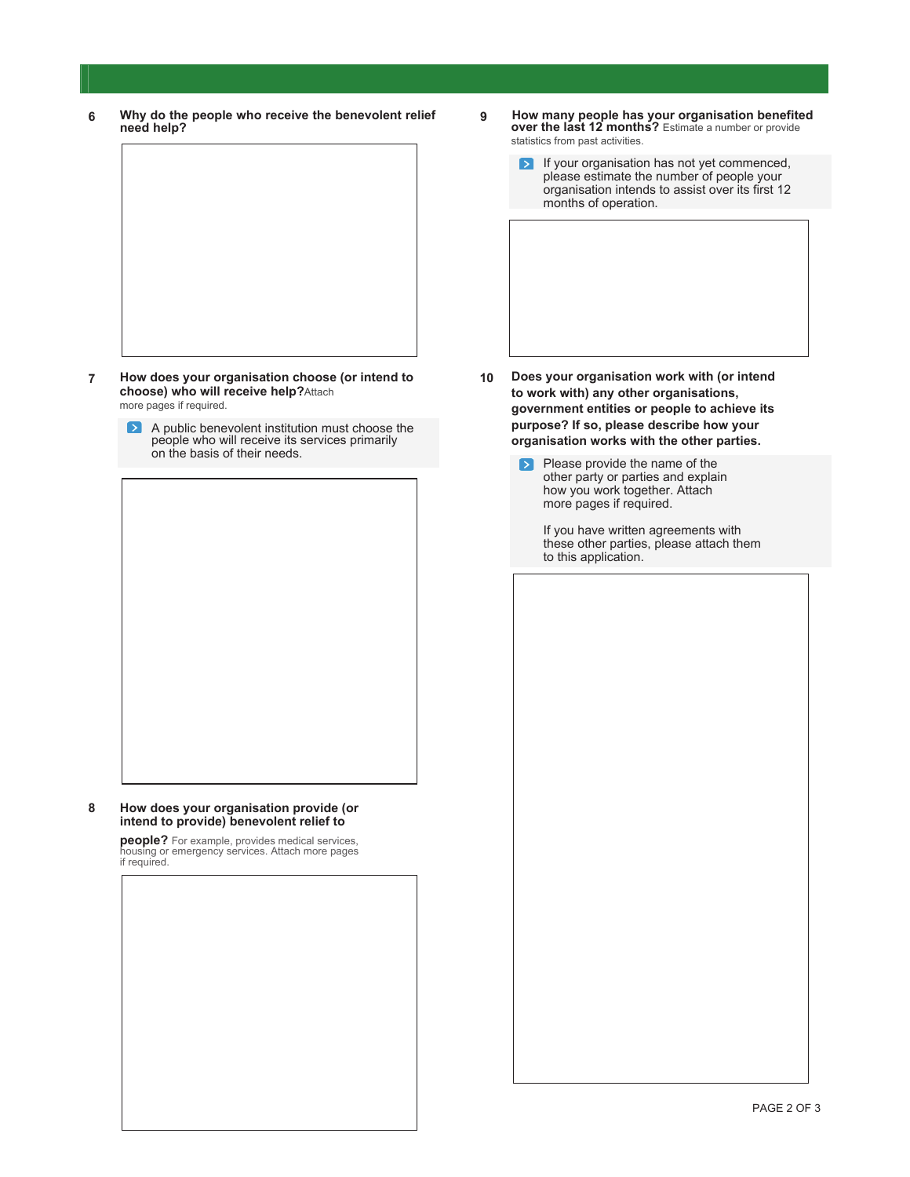**6 Why do the people who receive the benevolent relief need help?**

**7 How does your organisation choose (or intend to choose) who will receive help?** Attach more pages if required.

> A public benevolent institution must choose the people who will receive its services primarily on the basis of their needs.

**8 How does your organisation provide (or intend to provide) benevolent relief to people?** For example, provides medical services, housing or emergency services. Attach more pages if required.

**9 How many people has your organisation benefited over the last 12 months?** Estimate a number or provide statistics from past activities.

> If your organisation has not yet commenced, please estimate the number of people your organisation intends to assist over its first 12 months of operation.

**10 Does your organisation work with (or intend to work with) any other organisations, government entities or people to achieve its purpose? If so, please describe how your organisation works with the other parties.**

> Please provide the name of the other party or parties and explain how you work together. Attach more pages if required.
>
> If you have written agreements with these other parties, please attach them to this application.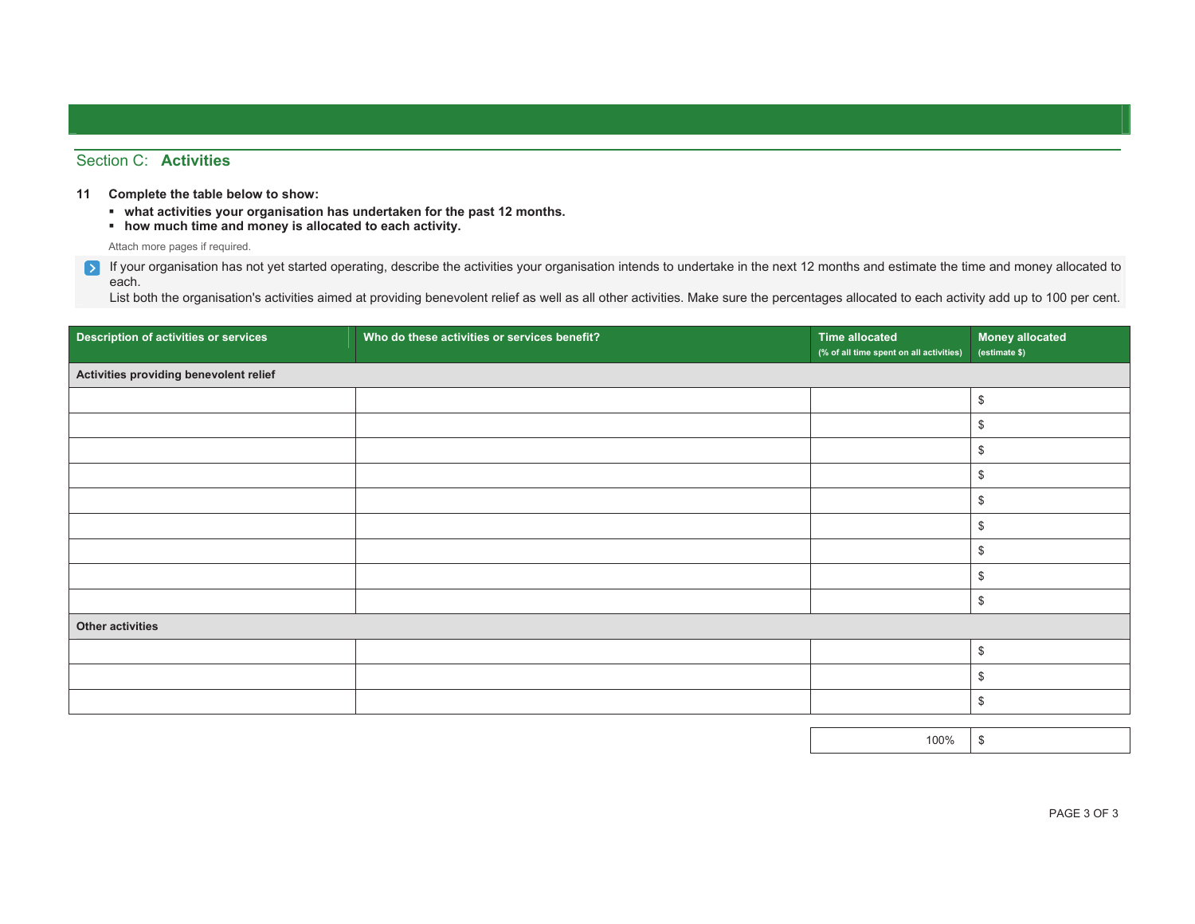## Section C: **Activities**

**11 Complete the table below to show:**

- **what activities your organisation has undertaken for the past 12 months.**
- **how much time and money is allocated to each activity.**

Attach more pages if required.

If your organisation has not yet started operating, describe the activities your organisation intends to undertake in the next 12 months and estimate the time and money allocated to each.
List both the organisation's activities aimed at providing benevolent relief as well as all other activities. Make sure the percentages allocated to each activity add up to 100 per cent.

| Description of activities or services | Who do these activities or services benefit? | Time allocated (% of all time spent on all activities) | Money allocated (estimate $) |
|---|---|---|---|
| **Activities providing benevolent relief** | | | |
| | | | $ |
| | | | $ |
| | | | $ |
| | | | $ |
| | | | $ |
| | | | $ |
| | | | $ |
| | | | $ |
| | | | $ |
| **Other activities** | | | |
| | | | $ |
| | | | $ |
| | | | $ |
| | | 100% | $ |